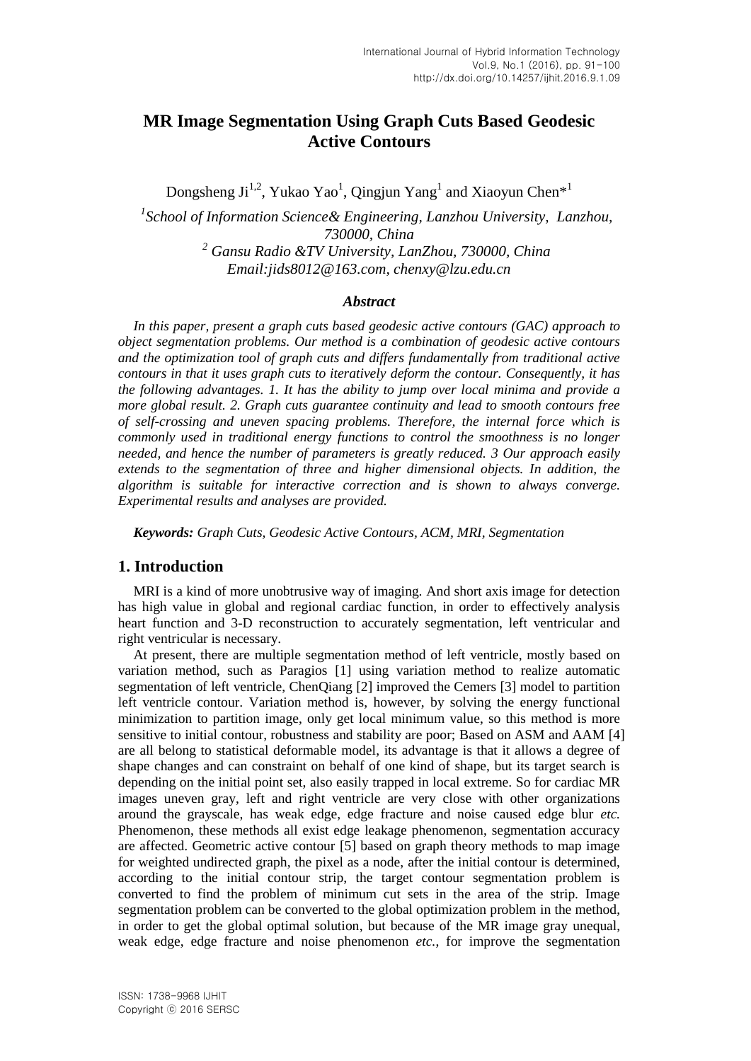# MR Image Segmentation Using Graph Cuts Based Geodesic Active Contours

Dongsheng Ji[1,2], Yukao Yao[1], Qingjun Yang[1] and Xiaoyun Chen*[1]

[1]*School of Information Science& Engineering, Lanzhou University, Lanzhou, 730000, China*
[2] *Gansu Radio &TV University, LanZhou, 730000, China*
*Email:jids8012@163.com, chenxy@lzu.edu.cn*

### *Abstract*

*In this paper, present a graph cuts based geodesic active contours (GAC) approach to object segmentation problems. Our method is a combination of geodesic active contours and the optimization tool of graph cuts and differs fundamentally from traditional active contours in that it uses graph cuts to iteratively deform the contour. Consequently, it has the following advantages. 1. It has the ability to jump over local minima and provide a more global result. 2. Graph cuts guarantee continuity and lead to smooth contours free of self-crossing and uneven spacing problems. Therefore, the internal force which is commonly used in traditional energy functions to control the smoothness is no longer needed, and hence the number of parameters is greatly reduced. 3 Our approach easily extends to the segmentation of three and higher dimensional objects. In addition, the algorithm is suitable for interactive correction and is shown to always converge. Experimental results and analyses are provided.*

***Keywords:*** *Graph Cuts, Geodesic Active Contours, ACM, MRI, Segmentation*

## 1. Introduction

MRI is a kind of more unobtrusive way of imaging. And short axis image for detection has high value in global and regional cardiac function, in order to effectively analysis heart function and 3-D reconstruction to accurately segmentation, left ventricular and right ventricular is necessary.

At present, there are multiple segmentation method of left ventricle, mostly based on variation method, such as Paragios [1] using variation method to realize automatic segmentation of left ventricle, ChenQiang [2] improved the Cemers [3] model to partition left ventricle contour. Variation method is, however, by solving the energy functional minimization to partition image, only get local minimum value, so this method is more sensitive to initial contour, robustness and stability are poor; Based on ASM and AAM [4] are all belong to statistical deformable model, its advantage is that it allows a degree of shape changes and can constraint on behalf of one kind of shape, but its target search is depending on the initial point set, also easily trapped in local extreme. So for cardiac MR images uneven gray, left and right ventricle are very close with other organizations around the grayscale, has weak edge, edge fracture and noise caused edge blur *etc.* Phenomenon, these methods all exist edge leakage phenomenon, segmentation accuracy are affected. Geometric active contour [5] based on graph theory methods to map image for weighted undirected graph, the pixel as a node, after the initial contour is determined, according to the initial contour strip, the target contour segmentation problem is converted to find the problem of minimum cut sets in the area of the strip. Image segmentation problem can be converted to the global optimization problem in the method, in order to get the global optimal solution, but because of the MR image gray unequal, weak edge, edge fracture and noise phenomenon *etc.*, for improve the segmentation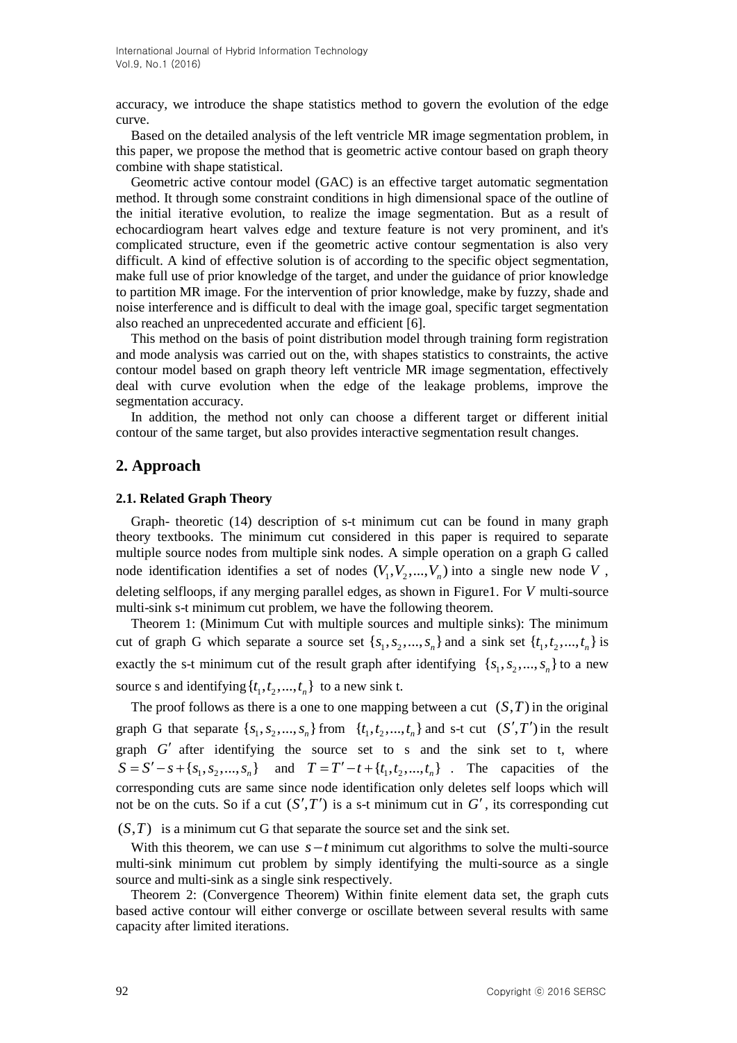accuracy, we introduce the shape statistics method to govern the evolution of the edge curve.

Based on the detailed analysis of the left ventricle MR image segmentation problem, in this paper, we propose the method that is geometric active contour based on graph theory combine with shape statistical.

Geometric active contour model (GAC) is an effective target automatic segmentation method. It through some constraint conditions in high dimensional space of the outline of the initial iterative evolution, to realize the image segmentation. But as a result of echocardiogram heart valves edge and texture feature is not very prominent, and it's complicated structure, even if the geometric active contour segmentation is also very difficult. A kind of effective solution is of according to the specific object segmentation, make full use of prior knowledge of the target, and under the guidance of prior knowledge to partition MR image. For the intervention of prior knowledge, make by fuzzy, shade and noise interference and is difficult to deal with the image goal, specific target segmentation also reached an unprecedented accurate and efficient [6].

This method on the basis of point distribution model through training form registration and mode analysis was carried out on the, with shapes statistics to constraints, the active contour model based on graph theory left ventricle MR image segmentation, effectively deal with curve evolution when the edge of the leakage problems, improve the segmentation accuracy.

In addition, the method not only can choose a different target or different initial contour of the same target, but also provides interactive segmentation result changes.

## 2. Approach

### 2.1. Related Graph Theory

Graph- theoretic (14) description of s-t minimum cut can be found in many graph theory textbooks. The minimum cut considered in this paper is required to separate multiple source nodes from multiple sink nodes. A simple operation on a graph G called node identification identifies a set of nodes $(V_1, V_2, ..., V_n)$ into a single new node $V$, deleting selfloops, if any merging parallel edges, as shown in Figure1. For $V$ multi-source multi-sink s-t minimum cut problem, we have the following theorem.

Theorem 1: (Minimum Cut with multiple sources and multiple sinks): The minimum cut of graph G which separate a source set $\{s_1, s_2, ..., s_n\}$ and a sink set $\{t_1, t_2, ..., t_n\}$ is exactly the s-t minimum cut of the result graph after identifying $\{s_1, s_2, ..., s_n\}$ to a new source s and identifying $\{t_1, t_2, ..., t_n\}$ to a new sink t.

The proof follows as there is a one to one mapping between a cut $(S, T)$ in the original graph G that separate $\{s_1, s_2, ..., s_n\}$ from $\{t_1, t_2, ..., t_n\}$ and s-t cut $(S', T')$ in the result graph $G'$ after identifying the source set to s and the sink set to t, where $S = S' - s + \{s_1, s_2, ..., s_n\}$ and $T = T' - t + \{t_1, t_2, ..., t_n\}$. The capacities of the corresponding cuts are same since node identification only deletes self loops which will not be on the cuts. So if a cut $(S', T')$ is a s-t minimum cut in $G'$, its corresponding cut $(S, T)$ is a minimum cut G that separate the source set and the sink set.

With this theorem, we can use $s-t$ minimum cut algorithms to solve the multi-source multi-sink minimum cut problem by simply identifying the multi-source as a single source and multi-sink as a single sink respectively.

Theorem 2: (Convergence Theorem) Within finite element data set, the graph cuts based active contour will either converge or oscillate between several results with same capacity after limited iterations.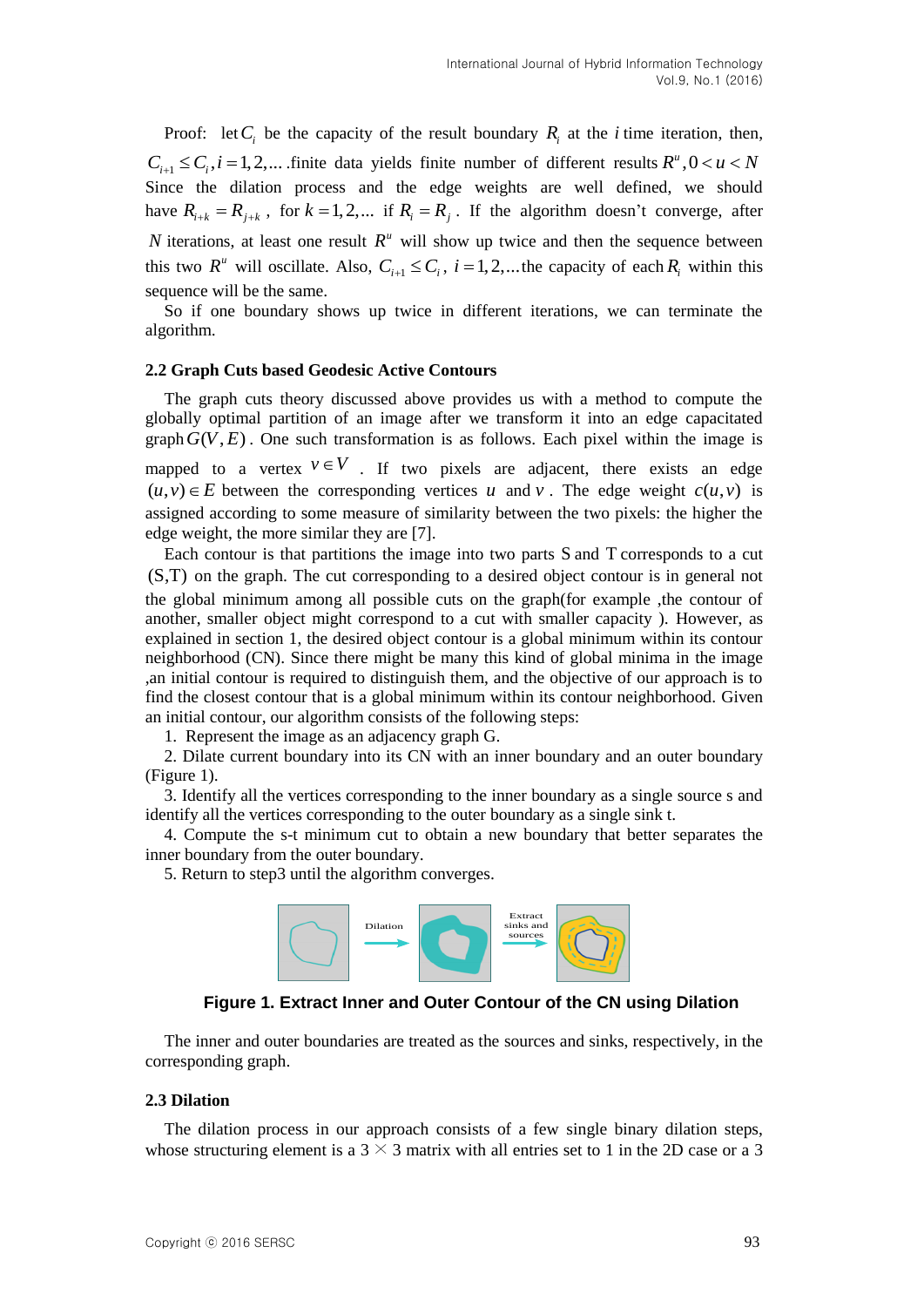Proof: let $C_i$ be the capacity of the result boundary $R_i$ at the $i$ time iteration, then, $C_{i+1} \le C_i, i = 1, 2, \ldots$ .finite data yields finite number of different results $R^u, 0 < u < N$ Since the dilation process and the edge weights are well defined, we should have $R_{i+k} = R_{j+k}$, for $k = 1, 2, \ldots$ if $R_i = R_j$. If the algorithm doesn't converge, after $N$ iterations, at least one result $R^u$ will show up twice and then the sequence between this two $R^u$ will oscillate. Also, $C_{i+1} \le C_i$, $i = 1, 2, \ldots$ the capacity of each $R_i$ within this sequence will be the same.

So if one boundary shows up twice in different iterations, we can terminate the algorithm.

### 2.2 Graph Cuts based Geodesic Active Contours

The graph cuts theory discussed above provides us with a method to compute the globally optimal partition of an image after we transform it into an edge capacitated graph $G(V, E)$. One such transformation is as follows. Each pixel within the image is mapped to a vertex $v \in V$. If two pixels are adjacent, there exists an edge $(u, v) \in E$ between the corresponding vertices $u$ and $v$. The edge weight $c(u, v)$ is assigned according to some measure of similarity between the two pixels: the higher the edge weight, the more similar they are [7].

Each contour is that partitions the image into two parts S and T corresponds to a cut (S,T) on the graph. The cut corresponding to a desired object contour is in general not the global minimum among all possible cuts on the graph(for example ,the contour of another, smaller object might correspond to a cut with smaller capacity ). However, as explained in section 1, the desired object contour is a global minimum within its contour neighborhood (CN). Since there might be many this kind of global minima in the image ,an initial contour is required to distinguish them, and the objective of our approach is to find the closest contour that is a global minimum within its contour neighborhood. Given an initial contour, our algorithm consists of the following steps:

1. Represent the image as an adjacency graph G.
2. Dilate current boundary into its CN with an inner boundary and an outer boundary (Figure 1).
3. Identify all the vertices corresponding to the inner boundary as a single source s and identify all the vertices corresponding to the outer boundary as a single sink t.
4. Compute the s-t minimum cut to obtain a new boundary that better separates the inner boundary from the outer boundary.
5. Return to step3 until the algorithm converges.

**Figure 1. Extract Inner and Outer Contour of the CN using Dilation**

The inner and outer boundaries are treated as the sources and sinks, respectively, in the corresponding graph.

### 2.3 Dilation

The dilation process in our approach consists of a few single binary dilation steps, whose structuring element is a 3 × 3 matrix with all entries set to 1 in the 2D case or a 3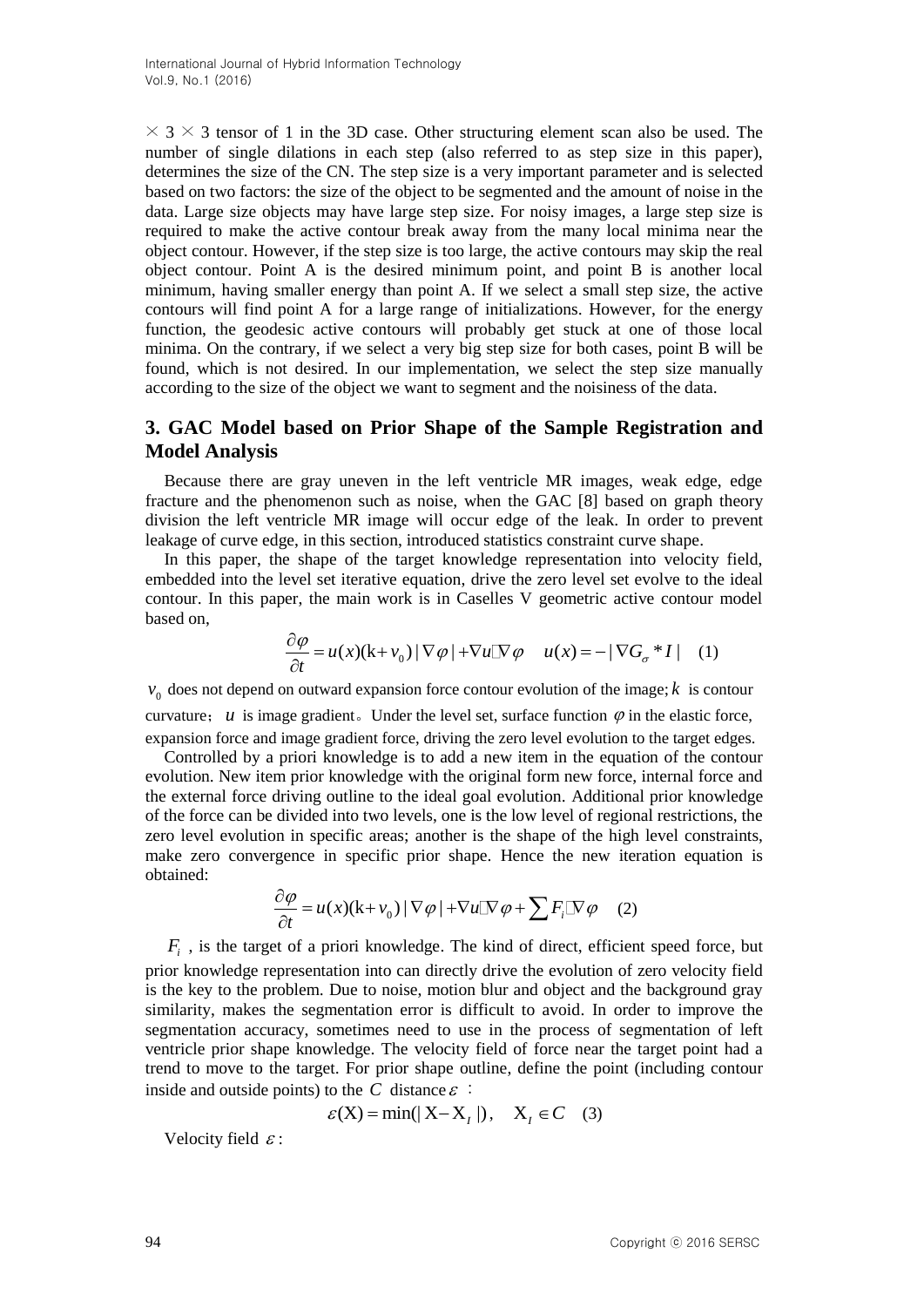× 3 × 3 tensor of 1 in the 3D case. Other structuring element scan also be used. The number of single dilations in each step (also referred to as step size in this paper), determines the size of the CN. The step size is a very important parameter and is selected based on two factors: the size of the object to be segmented and the amount of noise in the data. Large size objects may have large step size. For noisy images, a large step size is required to make the active contour break away from the many local minima near the object contour. However, if the step size is too large, the active contours may skip the real object contour. Point A is the desired minimum point, and point B is another local minimum, having smaller energy than point A. If we select a small step size, the active contours will find point A for a large range of initializations. However, for the energy function, the geodesic active contours will probably get stuck at one of those local minima. On the contrary, if we select a very big step size for both cases, point B will be found, which is not desired. In our implementation, we select the step size manually according to the size of the object we want to segment and the noisiness of the data.

## 3. GAC Model based on Prior Shape of the Sample Registration and Model Analysis

Because there are gray uneven in the left ventricle MR images, weak edge, edge fracture and the phenomenon such as noise, when the GAC [8] based on graph theory division the left ventricle MR image will occur edge of the leak. In order to prevent leakage of curve edge, in this section, introduced statistics constraint curve shape.

In this paper, the shape of the target knowledge representation into velocity field, embedded into the level set iterative equation, drive the zero level set evolve to the ideal contour. In this paper, the main work is in Caselles V geometric active contour model based on,

$$\frac{\partial \varphi}{\partial t} = u(x)(\mathrm{k}+v_0)\,|\nabla \varphi| + \nabla u \cdot \nabla \varphi \quad u(x) = -\,|\nabla G_\sigma * I| \quad (1)$$

$v_0$ does not depend on outward expansion force contour evolution of the image; $k$ is contour curvature; $u$ is image gradient. Under the level set, surface function $\varphi$ in the elastic force, expansion force and image gradient force, driving the zero level evolution to the target edges.

Controlled by a priori knowledge is to add a new item in the equation of the contour evolution. New item prior knowledge with the original form new force, internal force and the external force driving outline to the ideal goal evolution. Additional prior knowledge of the force can be divided into two levels, one is the low level of regional restrictions, the zero level evolution in specific areas; another is the shape of the high level constraints, make zero convergence in specific prior shape. Hence the new iteration equation is obtained:

$$\frac{\partial \varphi}{\partial t} = u(x)(\mathrm{k}+v_0)\,|\nabla \varphi| + \nabla u \cdot \nabla \varphi + \sum F_i \cdot \nabla \varphi \quad (2)$$

$F_i$ , is the target of a priori knowledge. The kind of direct, efficient speed force, but prior knowledge representation into can directly drive the evolution of zero velocity field is the key to the problem. Due to noise, motion blur and object and the background gray similarity, makes the segmentation error is difficult to avoid. In order to improve the segmentation accuracy, sometimes need to use in the process of segmentation of left ventricle prior shape knowledge. The velocity field of force near the target point had a trend to move to the target. For prior shape outline, define the point (including contour inside and outside points) to the $C$ distance $\varepsilon$ :

$$\varepsilon(\mathrm{X}) = \min(|\,\mathrm{X}-\mathrm{X}_I\,|), \quad \mathrm{X}_I \in C \quad (3)$$

Velocity field $\varepsilon$ :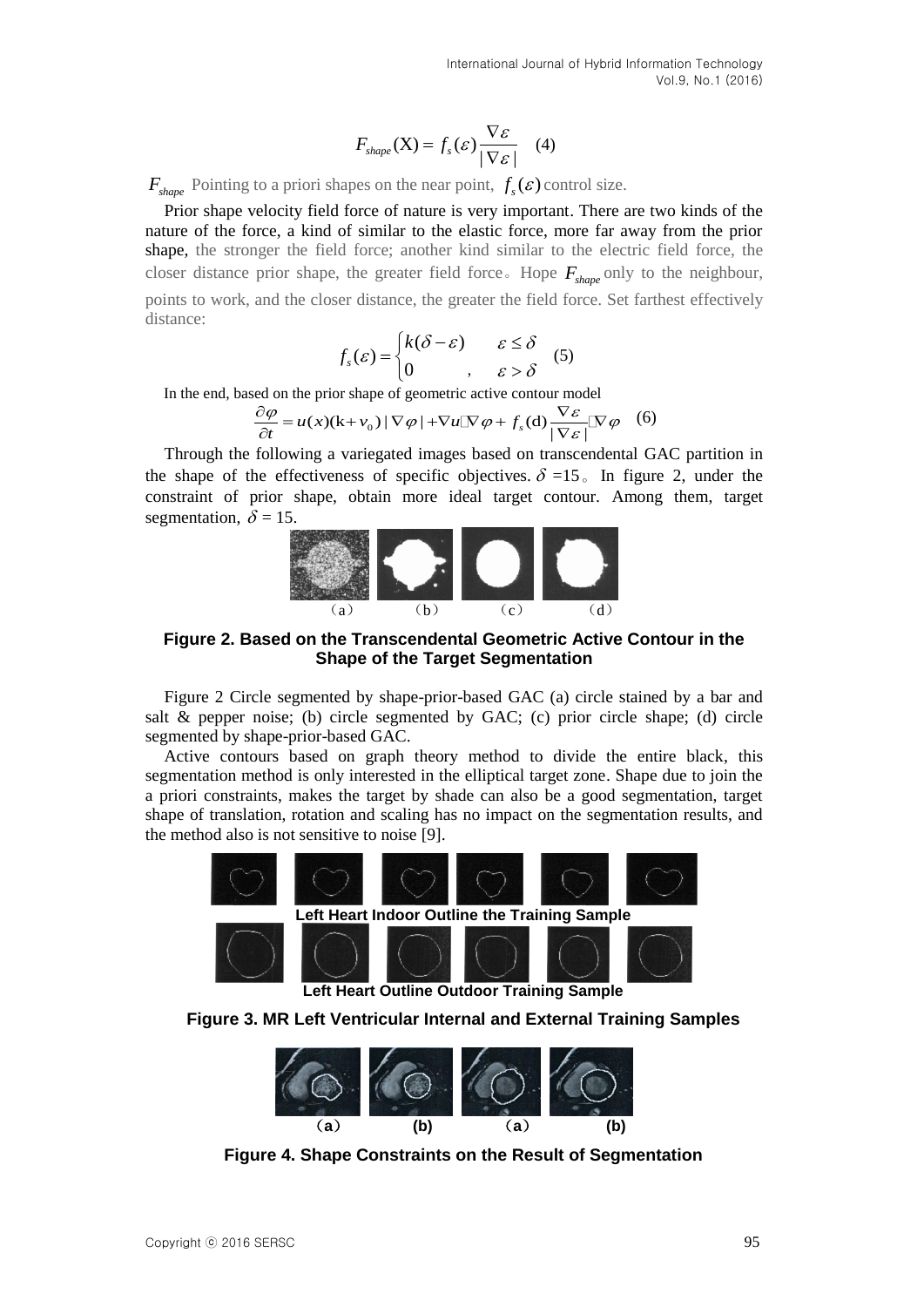$$F_{shape}(\mathrm{X}) = f_s(\varepsilon)\frac{\nabla\varepsilon}{|\nabla\varepsilon|} \quad (4)$$

$F_{shape}$ Pointing to a priori shapes on the near point, $f_s(\varepsilon)$ control size.

Prior shape velocity field force of nature is very important. There are two kinds of the nature of the force, a kind of similar to the elastic force, more far away from the prior shape, the stronger the field force; another kind similar to the electric field force, the closer distance prior shape, the greater field force。Hope $F_{shape}$ only to the neighbour, points to work, and the closer distance, the greater the field force. Set farthest effectively distance:

$$f_s(\varepsilon) = \begin{cases} k(\delta - \varepsilon) & \varepsilon \le \delta \\ 0 \quad , & \varepsilon > \delta \end{cases} \quad (5)$$

In the end, based on the prior shape of geometric active contour model

$$\frac{\partial \varphi}{\partial t} = u(x)(\mathrm{k} + v_0)|\nabla\varphi| + \nabla u \cdot \nabla\varphi + f_s(\mathrm{d})\frac{\nabla\varepsilon}{|\nabla\varepsilon|} \cdot \nabla\varphi \quad (6)$$

Through the following a variegated images based on transcendental GAC partition in the shape of the effectiveness of specific objectives. $\delta$ =15。In figure 2, under the constraint of prior shape, obtain more ideal target contour. Among them, target segmentation, $\delta$ = 15.

（a） （b） （c） （d）

**Figure 2. Based on the Transcendental Geometric Active Contour in the Shape of the Target Segmentation**

Figure 2 Circle segmented by shape-prior-based GAC (a) circle stained by a bar and salt & pepper noise; (b) circle segmented by GAC; (c) prior circle shape; (d) circle segmented by shape-prior-based GAC.

Active contours based on graph theory method to divide the entire black, this segmentation method is only interested in the elliptical target zone. Shape due to join the a priori constraints, makes the target by shade can also be a good segmentation, target shape of translation, rotation and scaling has no impact on the segmentation results, and the method also is not sensitive to noise [9].

**Left Heart Indoor Outline the Training Sample**

**Left Heart Outline Outdoor Training Sample**

**Figure 3. MR Left Ventricular Internal and External Training Samples**

（a） (b) （a） (b)

**Figure 4. Shape Constraints on the Result of Segmentation**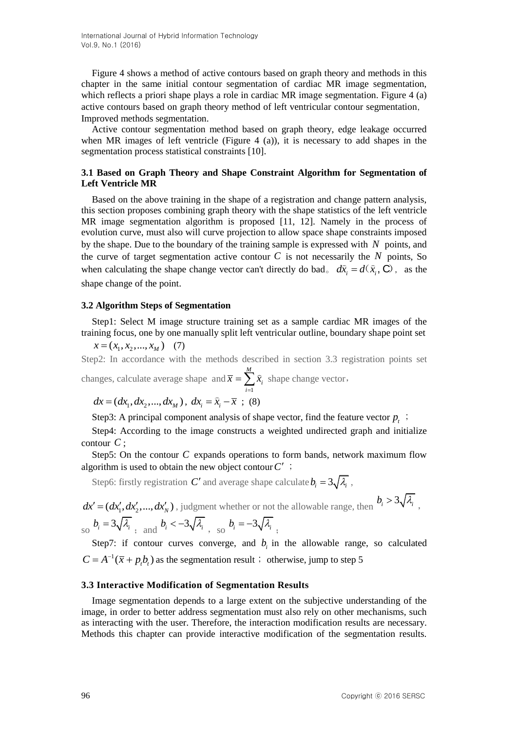Figure 4 shows a method of active contours based on graph theory and methods in this chapter in the same initial contour segmentation of cardiac MR image segmentation, which reflects a priori shape plays a role in cardiac MR image segmentation. Figure 4 (a) active contours based on graph theory method of left ventricular contour segmentation, Improved methods segmentation.

Active contour segmentation method based on graph theory, edge leakage occurred when MR images of left ventricle (Figure 4 (a)), it is necessary to add shapes in the segmentation process statistical constraints [10].

### 3.1 Based on Graph Theory and Shape Constraint Algorithm for Segmentation of Left Ventricle MR

Based on the above training in the shape of a registration and change pattern analysis, this section proposes combining graph theory with the shape statistics of the left ventricle MR image segmentation algorithm is proposed [11, 12]. Namely in the process of evolution curve, must also will curve projection to allow space shape constraints imposed by the shape. Due to the boundary of the training sample is expressed with $N$ points, and the curve of target segmentation active contour $C$ is not necessarily the $N$ points, So when calculating the shape change vector can't directly do bad。 $d\hat{x}_i = d(\hat{x}_i, C)$, as the shape change of the point.

### 3.2 Algorithm Steps of Segmentation

Step1: Select M image structure training set as a sample cardiac MR images of the training focus, one by one manually split left ventricular outline, boundary shape point set

$x = (x_1, x_2, ..., x_M)$ (7)

Step2: In accordance with the methods described in section 3.3 registration points set changes, calculate average shape and $\bar{x} = \sum_{i=1}^{M} \hat{x}_i$ shape change vector,

$dx = (dx_1, dx_2, ..., dx_M)$, $dx_i = \hat{x}_i - \bar{x}$ ; (8)

Step3: A principal component analysis of shape vector, find the feature vector $p_t$ ;

Step4: According to the image constructs a weighted undirected graph and initialize contour $C$ ;

Step5: On the contour $C$ expands operations to form bands, network maximum flow algorithm is used to obtain the new object contour $C'$ ;

Step6: firstly registration $C'$ and average shape calculate $b_i = 3\sqrt{\lambda_i}$ ,

$dx' = (dx'_1, dx'_2, ..., dx'_N)$ , judgment whether or not the allowable range, then $b_i > 3\sqrt{\lambda_i}$ , so $b_i = 3\sqrt{\lambda_i}$ ; and $b_i < -3\sqrt{\lambda_i}$ , so $b_i = -3\sqrt{\lambda_i}$ ;

Step7: if contour curves converge, and $b_i$ in the allowable range, so calculated $C = A^{-1}(\bar{x} + p_t b_t)$ as the segmentation result ; otherwise, jump to step 5

### 3.3 Interactive Modification of Segmentation Results

Image segmentation depends to a large extent on the subjective understanding of the image, in order to better address segmentation must also rely on other mechanisms, such as interacting with the user. Therefore, the interaction modification results are necessary. Methods this chapter can provide interactive modification of the segmentation results.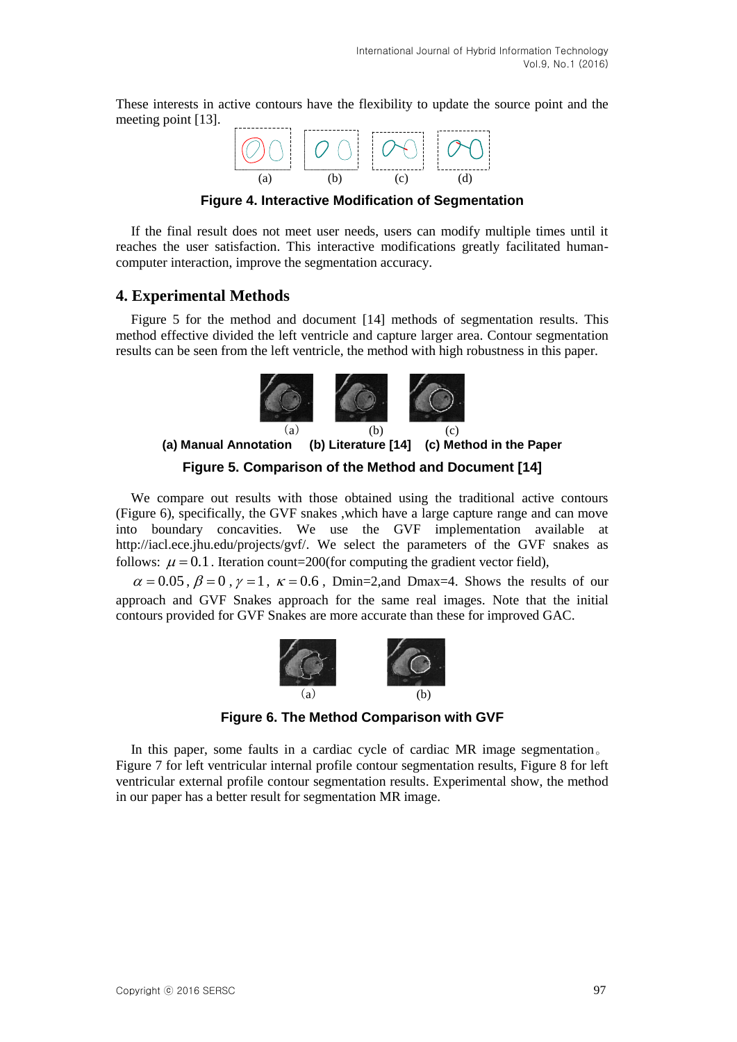These interests in active contours have the flexibility to update the source point and the meeting point [13].

(a) (b) (c) (d)

**Figure 4. Interactive Modification of Segmentation**

If the final result does not meet user needs, users can modify multiple times until it reaches the user satisfaction. This interactive modifications greatly facilitated human-computer interaction, improve the segmentation accuracy.

## 4. Experimental Methods

Figure 5 for the method and document [14] methods of segmentation results. This method effective divided the left ventricle and capture larger area. Contour segmentation results can be seen from the left ventricle, the method with high robustness in this paper.

(a) (b) (c)

**(a) Manual Annotation (b) Literature [14] (c) Method in the Paper**

**Figure 5. Comparison of the Method and Document [14]**

We compare out results with those obtained using the traditional active contours (Figure 6), specifically, the GVF snakes ,which have a large capture range and can move into boundary concavities. We use the GVF implementation available at http://iacl.ece.jhu.edu/projects/gvf/. We select the parameters of the GVF snakes as follows: $\mu = 0.1$ . Iteration count=200(for computing the gradient vector field),

$\alpha = 0.05$ , $\beta = 0$ , $\gamma = 1$ , $\kappa = 0.6$ , Dmin=2,and Dmax=4. Shows the results of our approach and GVF Snakes approach for the same real images. Note that the initial contours provided for GVF Snakes are more accurate than these for improved GAC.

(a) (b)

**Figure 6. The Method Comparison with GVF**

In this paper, some faults in a cardiac cycle of cardiac MR image segmentation。 Figure 7 for left ventricular internal profile contour segmentation results, Figure 8 for left ventricular external profile contour segmentation results. Experimental show, the method in our paper has a better result for segmentation MR image.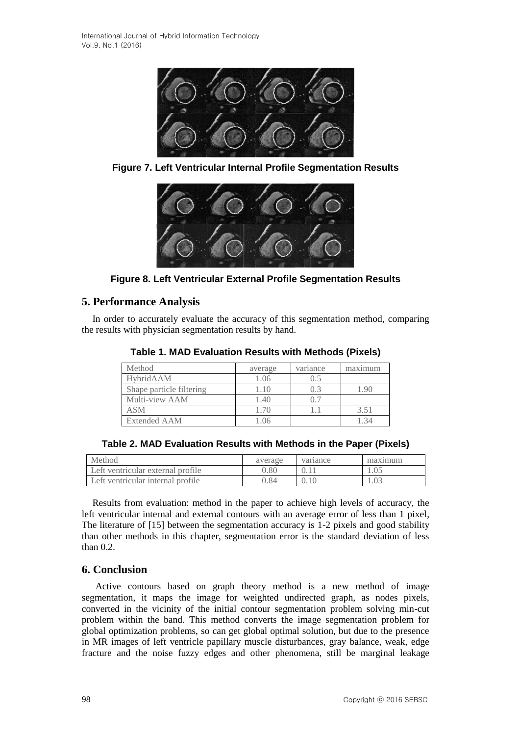**Figure 7. Left Ventricular Internal Profile Segmentation Results**

**Figure 8. Left Ventricular External Profile Segmentation Results**

## 5. Performance Analysis

In order to accurately evaluate the accuracy of this segmentation method, comparing the results with physician segmentation results by hand.

**Table 1. MAD Evaluation Results with Methods (Pixels)**

| Method | average | variance | maximum |
|---|---|---|---|
| HybridAAM | 1.06 | 0.5 | |
| Shape particle filtering | 1.10 | 0.3 | 1.90 |
| Multi-view AAM | 1.40 | 0.7 | |
| ASM | 1.70 | 1.1 | 3.51 |
| Extended AAM | 1.06 | | 1.34 |

**Table 2. MAD Evaluation Results with Methods in the Paper (Pixels)**

| Method | average | variance | maximum |
|---|---|---|---|
| Left ventricular external profile | 0.80 | 0.11 | 1.05 |
| Left ventricular internal profile | 0.84 | 0.10 | 1.03 |

Results from evaluation: method in the paper to achieve high levels of accuracy, the left ventricular internal and external contours with an average error of less than 1 pixel, The literature of [15] between the segmentation accuracy is 1-2 pixels and good stability than other methods in this chapter, segmentation error is the standard deviation of less than 0.2.

## 6. Conclusion

Active contours based on graph theory method is a new method of image segmentation, it maps the image for weighted undirected graph, as nodes pixels, converted in the vicinity of the initial contour segmentation problem solving min-cut problem within the band. This method converts the image segmentation problem for global optimization problems, so can get global optimal solution, but due to the presence in MR images of left ventricle papillary muscle disturbances, gray balance, weak, edge fracture and the noise fuzzy edges and other phenomena, still be marginal leakage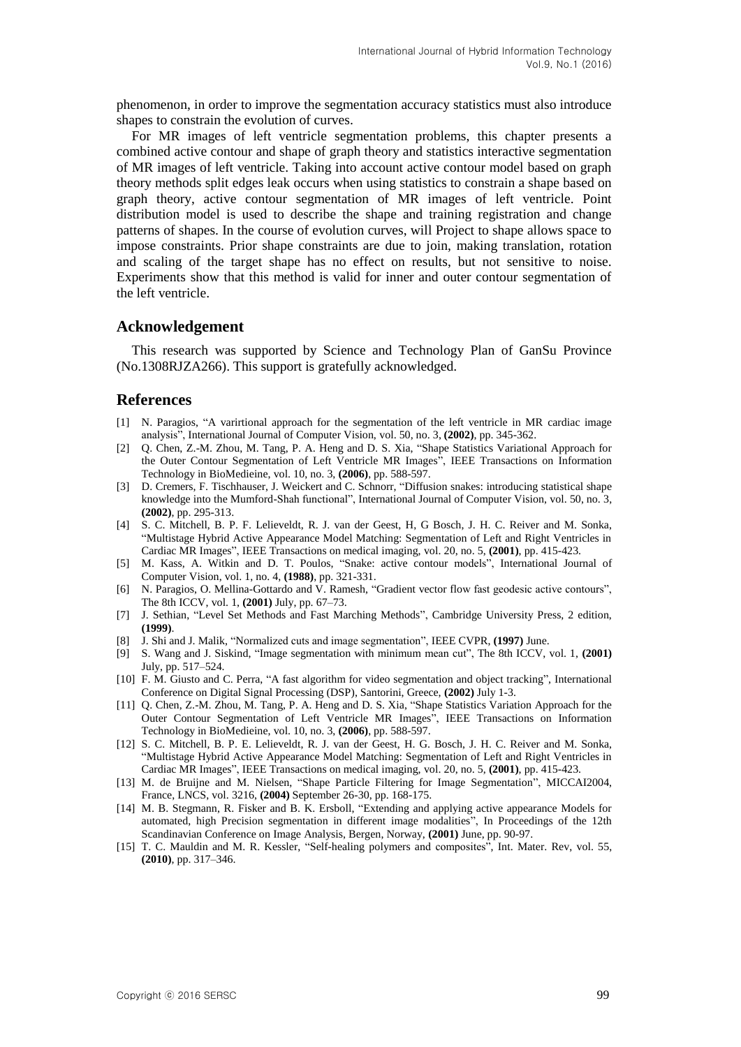phenomenon, in order to improve the segmentation accuracy statistics must also introduce shapes to constrain the evolution of curves.

For MR images of left ventricle segmentation problems, this chapter presents a combined active contour and shape of graph theory and statistics interactive segmentation of MR images of left ventricle. Taking into account active contour model based on graph theory methods split edges leak occurs when using statistics to constrain a shape based on graph theory, active contour segmentation of MR images of left ventricle. Point distribution model is used to describe the shape and training registration and change patterns of shapes. In the course of evolution curves, will Project to shape allows space to impose constraints. Prior shape constraints are due to join, making translation, rotation and scaling of the target shape has no effect on results, but not sensitive to noise. Experiments show that this method is valid for inner and outer contour segmentation of the left ventricle.

## Acknowledgement

This research was supported by Science and Technology Plan of GanSu Province (No.1308RJZA266). This support is gratefully acknowledged.

## References

[1] N. Paragios, "A varirtional approach for the segmentation of the left ventricle in MR cardiac image analysis", International Journal of Computer Vision, vol. 50, no. 3, **(2002)**, pp. 345-362.

[2] Q. Chen, Z.-M. Zhou, M. Tang, P. A. Heng and D. S. Xia, "Shape Statistics Variational Approach for the Outer Contour Segmentation of Left Ventricle MR Images", IEEE Transactions on Information Technology in BioMedieine, vol. 10, no. 3, **(2006)**, pp. 588-597.

[3] D. Cremers, F. Tischhauser, J. Weickert and C. Schnorr, "Diffusion snakes: introducing statistical shape knowledge into the Mumford-Shah functional", International Journal of Computer Vision, vol. 50, no. 3, **(2002)**, pp. 295-313.

[4] S. C. Mitchell, B. P. F. Lelieveldt, R. J. van der Geest, H, G Bosch, J. H. C. Reiver and M. Sonka, "Multistage Hybrid Active Appearance Model Matching: Segmentation of Left and Right Ventricles in Cardiac MR Images", IEEE Transactions on medical imaging, vol. 20, no. 5, **(2001)**, pp. 415-423.

[5] M. Kass, A. Witkin and D. T. Poulos, "Snake: active contour models", International Journal of Computer Vision, vol. 1, no. 4, **(1988)**, pp. 321-331.

[6] N. Paragios, O. Mellina-Gottardo and V. Ramesh, "Gradient vector flow fast geodesic active contours", The 8th ICCV, vol. 1, **(2001)** July, pp. 67–73.

[7] J. Sethian, "Level Set Methods and Fast Marching Methods", Cambridge University Press, 2 edition, **(1999)**.

[8] J. Shi and J. Malik, "Normalized cuts and image segmentation", IEEE CVPR, **(1997)** June.

[9] S. Wang and J. Siskind, "Image segmentation with minimum mean cut", The 8th ICCV, vol. 1, **(2001)** July, pp. 517–524.

[10] F. M. Giusto and C. Perra, "A fast algorithm for video segmentation and object tracking", International Conference on Digital Signal Processing (DSP), Santorini, Greece, **(2002)** July 1-3.

[11] Q. Chen, Z.-M. Zhou, M. Tang, P. A. Heng and D. S. Xia, "Shape Statistics Variation Approach for the Outer Contour Segmentation of Left Ventricle MR Images", IEEE Transactions on Information Technology in BioMedieine, vol. 10, no. 3, **(2006)**, pp. 588-597.

[12] S. C. Mitchell, B. P. E. Lelieveldt, R. J. van der Geest, H. G. Bosch, J. H. C. Reiver and M. Sonka, "Multistage Hybrid Active Appearance Model Matching: Segmentation of Left and Right Ventricles in Cardiac MR Images", IEEE Transactions on medical imaging, vol. 20, no. 5, **(2001)**, pp. 415-423.

[13] M. de Bruijne and M. Nielsen, "Shape Particle Filtering for Image Segmentation", MICCAI2004, France, LNCS, vol. 3216, **(2004)** September 26-30, pp. 168-175.

[14] M. B. Stegmann, R. Fisker and B. K. Ersboll, "Extending and applying active appearance Models for automated, high Precision segmentation in different image modalities", In Proceedings of the 12th Scandinavian Conference on Image Analysis, Bergen, Norway, **(2001)** June, pp. 90-97.

[15] T. C. Mauldin and M. R. Kessler, "Self-healing polymers and composites", Int. Mater. Rev, vol. 55, **(2010)**, pp. 317–346.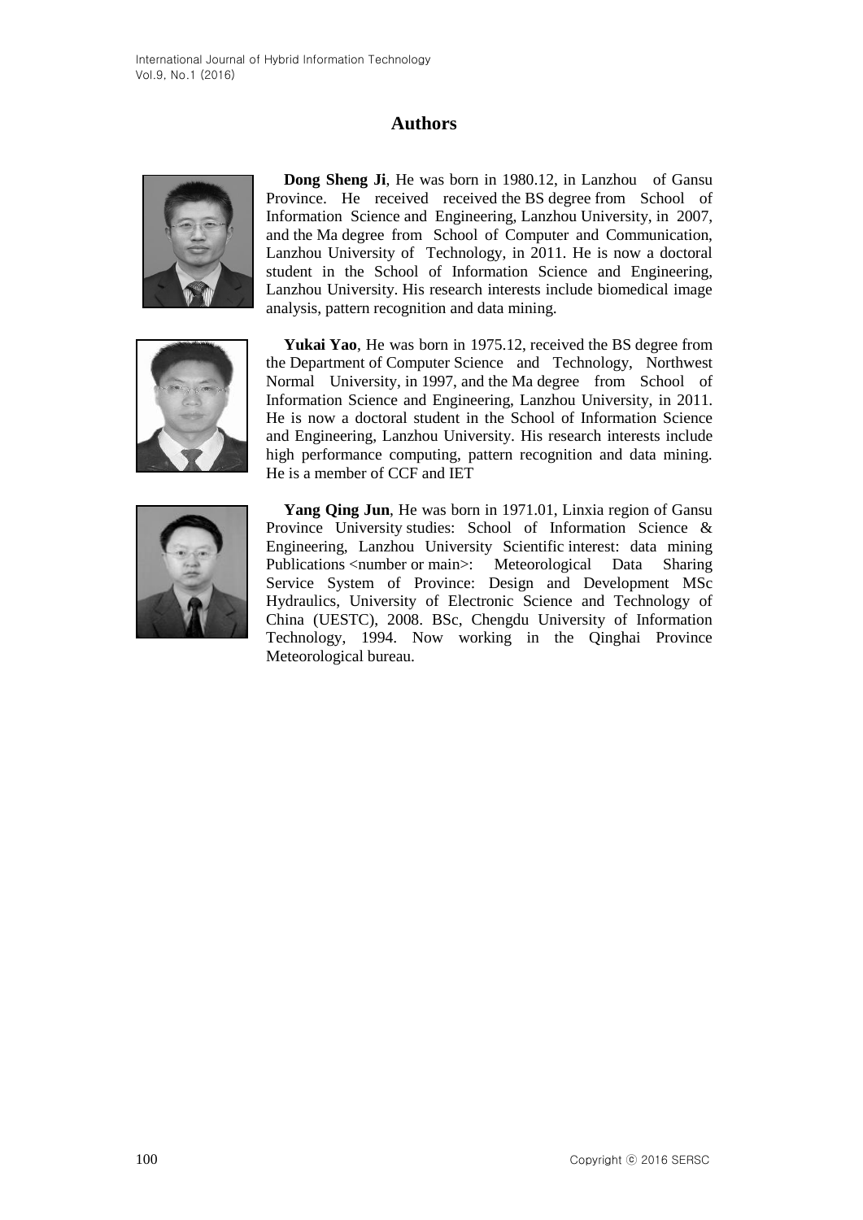## Authors

**Dong Sheng Ji**, He was born in 1980.12, in Lanzhou of Gansu Province. He received received the BS degree from School of Information Science and Engineering, Lanzhou University, in 2007, and the Ma degree from School of Computer and Communication, Lanzhou University of Technology, in 2011. He is now a doctoral student in the School of Information Science and Engineering, Lanzhou University. His research interests include biomedical image analysis, pattern recognition and data mining.

**Yukai Yao**, He was born in 1975.12, received the BS degree from the Department of Computer Science and Technology, Northwest Normal University, in 1997, and the Ma degree from School of Information Science and Engineering, Lanzhou University, in 2011. He is now a doctoral student in the School of Information Science and Engineering, Lanzhou University. His research interests include high performance computing, pattern recognition and data mining. He is a member of CCF and IET

**Yang Qing Jun**, He was born in 1971.01, Linxia region of Gansu Province University studies: School of Information Science & Engineering, Lanzhou University Scientific interest: data mining Publications <number or main>: Meteorological Data Sharing Service System of Province: Design and Development MSc Hydraulics, University of Electronic Science and Technology of China (UESTC), 2008. BSc, Chengdu University of Information Technology, 1994. Now working in the Qinghai Province Meteorological bureau.